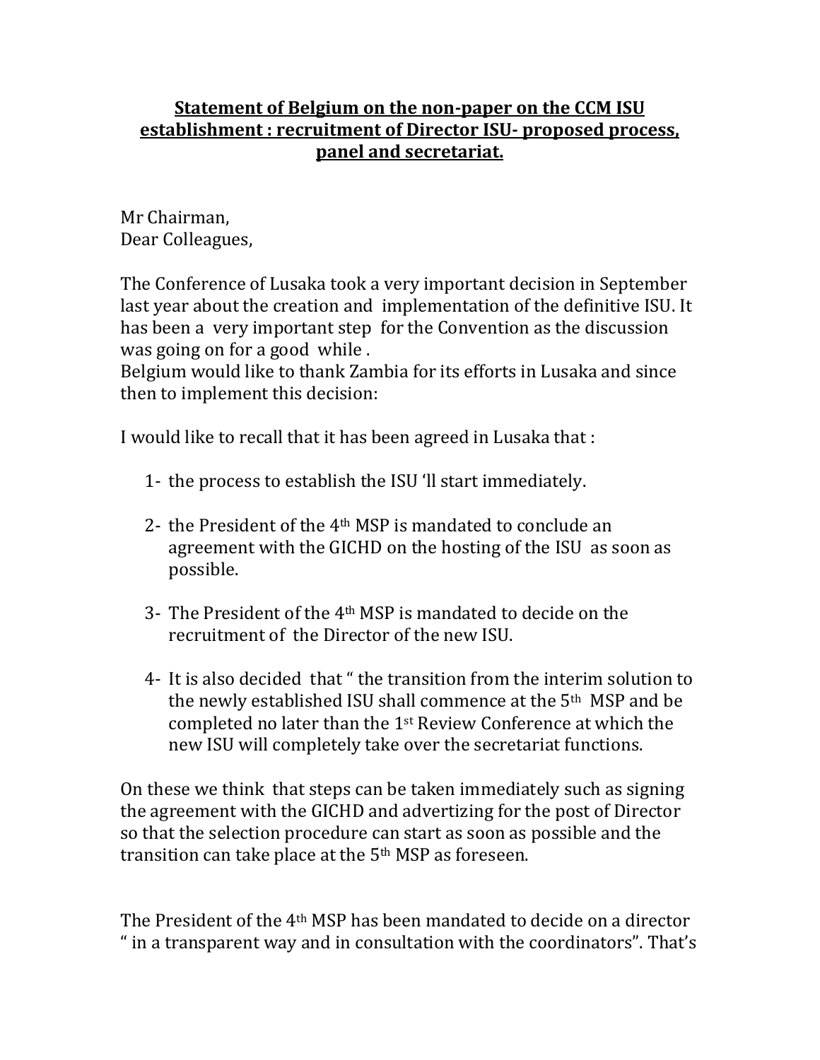**Statement of Belgium on the non-paper on the CCM ISU establishment : recruitment of Director ISU- proposed process, panel and secretariat.**

Mr Chairman,
Dear Colleagues,

The Conference of Lusaka took a very important decision in September last year about the creation and implementation of the definitive ISU. It has been a very important step for the Convention as the discussion was going on for a good while .
Belgium would like to thank Zambia for its efforts in Lusaka and since then to implement this decision:

I would like to recall that it has been agreed in Lusaka that :

1- the process to establish the ISU 'll start immediately.

2- the President of the 4th MSP is mandated to conclude an agreement with the GICHD on the hosting of the ISU as soon as possible.

3- The President of the 4th MSP is mandated to decide on the recruitment of the Director of the new ISU.

4- It is also decided that " the transition from the interim solution to the newly established ISU shall commence at the 5th MSP and be completed no later than the 1st Review Conference at which the new ISU will completely take over the secretariat functions.

On these we think that steps can be taken immediately such as signing the agreement with the GICHD and advertizing for the post of Director so that the selection procedure can start as soon as possible and the transition can take place at the 5th MSP as foreseen.

The President of the 4th MSP has been mandated to decide on a director " in a transparent way and in consultation with the coordinators". That's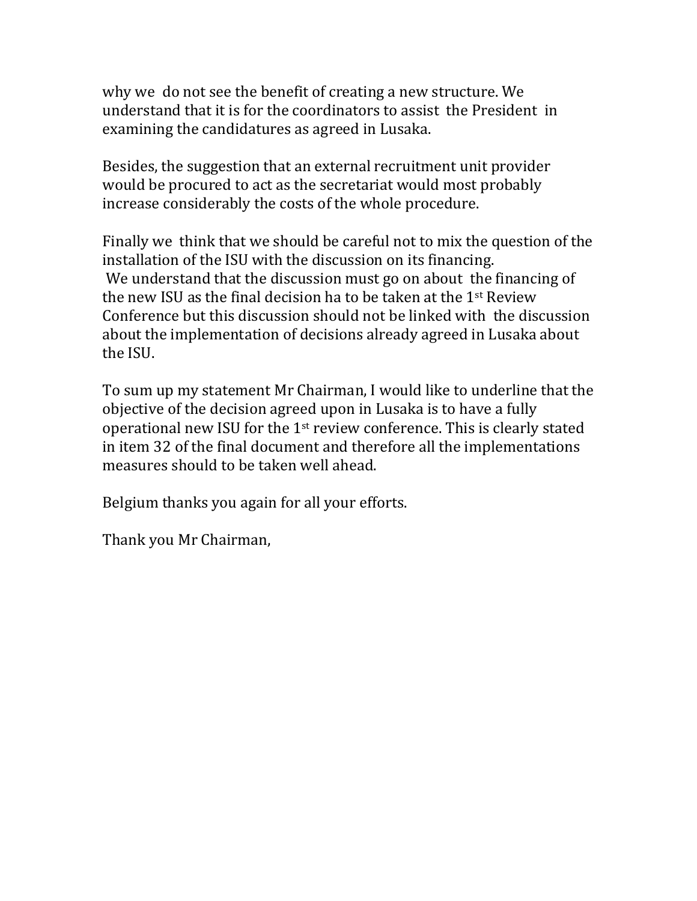why we do not see the benefit of creating a new structure. We understand that it is for the coordinators to assist the President in examining the candidatures as agreed in Lusaka.

Besides, the suggestion that an external recruitment unit provider would be procured to act as the secretariat would most probably increase considerably the costs of the whole procedure.

Finally we think that we should be careful not to mix the question of the installation of the ISU with the discussion on its financing. We understand that the discussion must go on about the financing of the new ISU as the final decision ha to be taken at the 1st Review Conference but this discussion should not be linked with the discussion about the implementation of decisions already agreed in Lusaka about the ISU.

To sum up my statement Mr Chairman, I would like to underline that the objective of the decision agreed upon in Lusaka is to have a fully operational new ISU for the 1st review conference. This is clearly stated in item 32 of the final document and therefore all the implementations measures should to be taken well ahead.

Belgium thanks you again for all your efforts.

Thank you Mr Chairman,